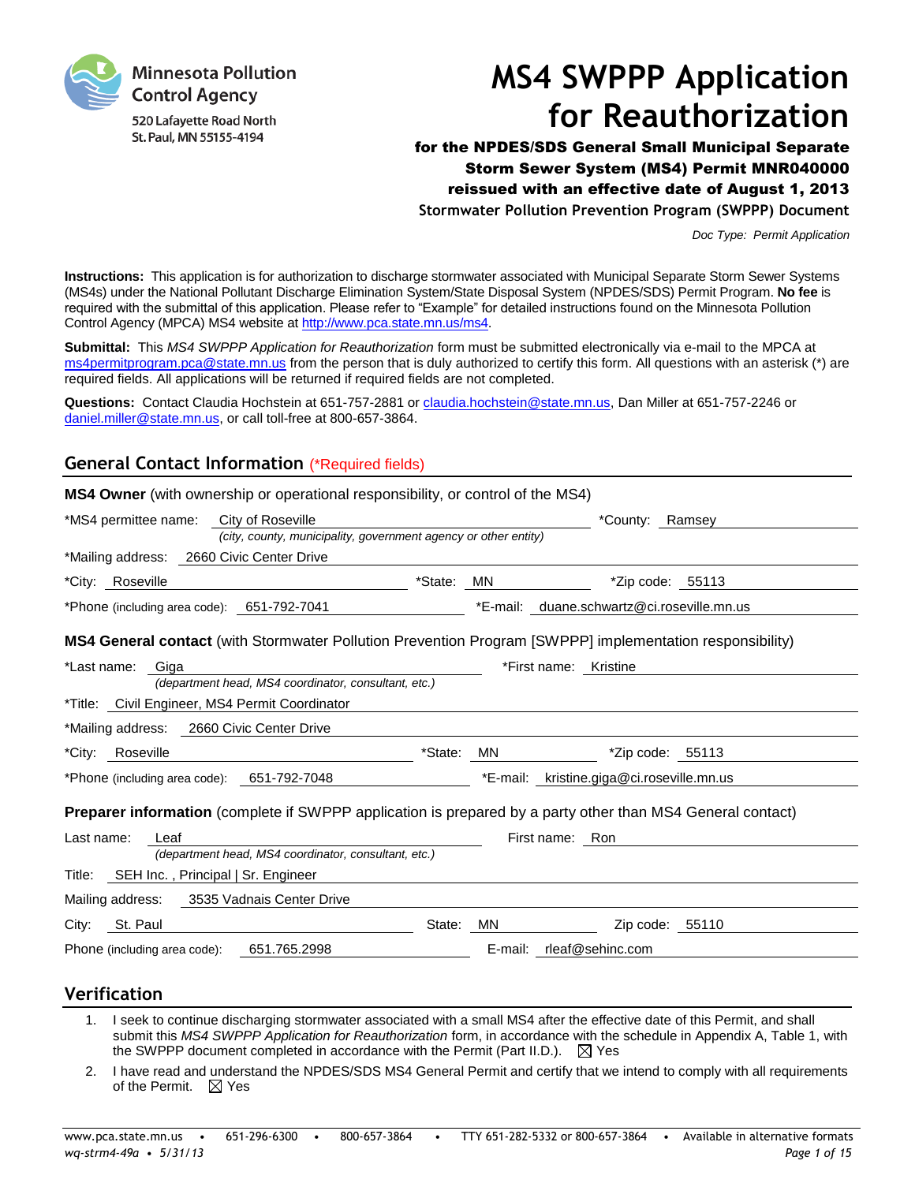Minnesota Pollution Control Agency
520 Lafayette Road North
St. Paul, MN 55155-4194

# MS4 SWPPP Application for Reauthorization

**for the NPDES/SDS General Small Municipal Separate Storm Sewer System (MS4) Permit MNR040000 reissued with an effective date of August 1, 2013**

**Stormwater Pollution Prevention Program (SWPPP) Document**

*Doc Type: Permit Application*

**Instructions:** This application is for authorization to discharge stormwater associated with Municipal Separate Storm Sewer Systems (MS4s) under the National Pollutant Discharge Elimination System/State Disposal System (NPDES/SDS) Permit Program. **No fee** is required with the submittal of this application. Please refer to "Example" for detailed instructions found on the Minnesota Pollution Control Agency (MPCA) MS4 website at http://www.pca.state.mn.us/ms4.

**Submittal:** This *MS4 SWPPP Application for Reauthorization* form must be submitted electronically via e-mail to the MPCA at ms4permitprogram.pca@state.mn.us from the person that is duly authorized to certify this form. All questions with an asterisk (*) are required fields. All applications will be returned if required fields are not completed.

**Questions:** Contact Claudia Hochstein at 651-757-2881 or claudia.hochstein@state.mn.us, Dan Miller at 651-757-2246 or daniel.miller@state.mn.us, or call toll-free at 800-657-3864.

## General Contact Information (*Required fields)

**MS4 Owner** (with ownership or operational responsibility, or control of the MS4)

*MS4 permittee name: City of Roseville *(city, county, municipality, government agency or other entity)* *County: Ramsey

*Mailing address: 2660 Civic Center Drive

*City: Roseville *State: MN *Zip code: 55113

*Phone (including area code): 651-792-7041 *E-mail: duane.schwartz@ci.roseville.mn.us

**MS4 General contact** (with Stormwater Pollution Prevention Program [SWPPP] implementation responsibility)

*Last name: Giga *(department head, MS4 coordinator, consultant, etc.)* *First name: Kristine

*Title: Civil Engineer, MS4 Permit Coordinator

*Mailing address: 2660 Civic Center Drive

*City: Roseville *State: MN *Zip code: 55113

*Phone (including area code): 651-792-7048 *E-mail: kristine.giga@ci.roseville.mn.us

**Preparer information** (complete if SWPPP application is prepared by a party other than MS4 General contact)

Last name: Leaf *(department head, MS4 coordinator, consultant, etc.)* First name: Ron

Title: SEH Inc. , Principal | Sr. Engineer

Mailing address: 3535 Vadnais Center Drive

City: St. Paul State: MN Zip code: 55110

Phone (including area code): 651.765.2998 E-mail: rleaf@sehinc.com

## Verification

1. I seek to continue discharging stormwater associated with a small MS4 after the effective date of this Permit, and shall submit this *MS4 SWPPP Application for Reauthorization* form, in accordance with the schedule in Appendix A, Table 1, with the SWPPP document completed in accordance with the Permit (Part II.D.). ☒ Yes
2. I have read and understand the NPDES/SDS MS4 General Permit and certify that we intend to comply with all requirements of the Permit. ☒ Yes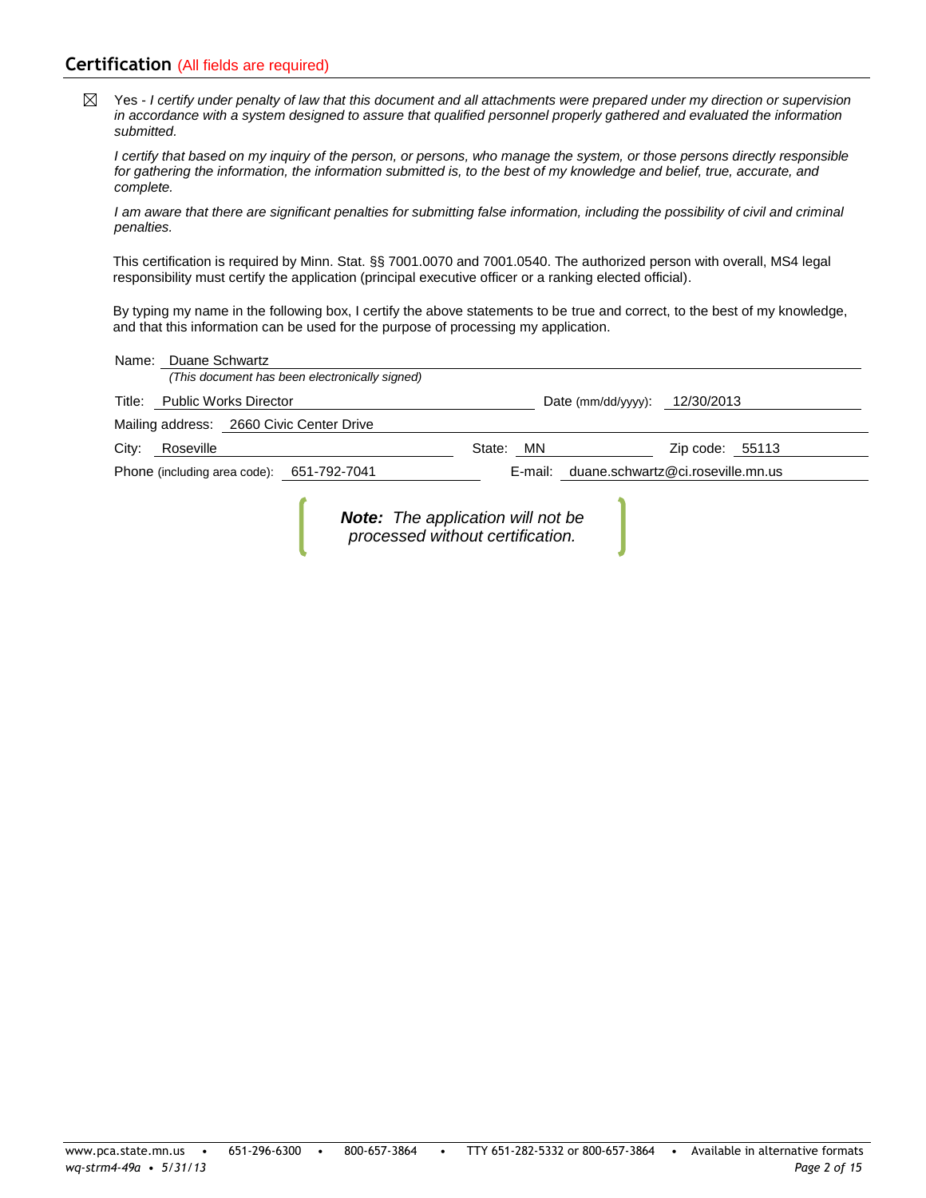## Certification (All fields are required)

☒ Yes - *I certify under penalty of law that this document and all attachments were prepared under my direction or supervision in accordance with a system designed to assure that qualified personnel properly gathered and evaluated the information submitted.*

*I certify that based on my inquiry of the person, or persons, who manage the system, or those persons directly responsible for gathering the information, the information submitted is, to the best of my knowledge and belief, true, accurate, and complete.*

*I am aware that there are significant penalties for submitting false information, including the possibility of civil and criminal penalties.*

This certification is required by Minn. Stat. §§ 7001.0070 and 7001.0540. The authorized person with overall, MS4 legal responsibility must certify the application (principal executive officer or a ranking elected official).

By typing my name in the following box, I certify the above statements to be true and correct, to the best of my knowledge, and that this information can be used for the purpose of processing my application.

Name: Duane Schwartz
*(This document has been electronically signed)*

Title: Public Works Director    Date (mm/dd/yyyy): 12/30/2013

Mailing address: 2660 Civic Center Drive

City: Roseville    State: MN    Zip code: 55113

Phone (including area code): 651-792-7041    E-mail: duane.schwartz@ci.roseville.mn.us

***Note:*** *The application will not be processed without certification.*

www.pca.state.mn.us • 651-296-6300 • 800-657-3864 • TTY 651-282-5332 or 800-657-3864 • Available in alternative formats
*wq-strm4-49a • 5/31/13*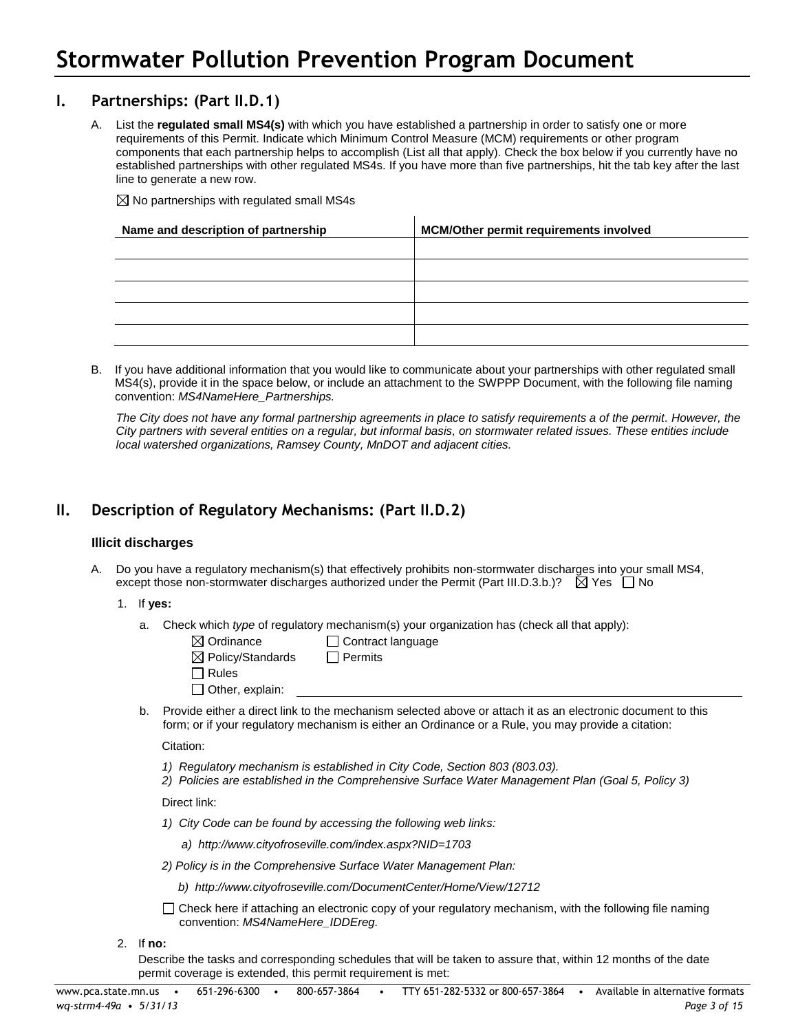# Stormwater Pollution Prevention Program Document

## I. Partnerships: (Part II.D.1)

A. List the **regulated small MS4(s)** with which you have established a partnership in order to satisfy one or more requirements of this Permit. Indicate which Minimum Control Measure (MCM) requirements or other program components that each partnership helps to accomplish (List all that apply). Check the box below if you currently have no established partnerships with other regulated MS4s. If you have more than five partnerships, hit the tab key after the last line to generate a new row.

☒ No partnerships with regulated small MS4s

| Name and description of partnership | MCM/Other permit requirements involved |
|---|---|
| | |
| | |
| | |
| | |
| | |

B. If you have additional information that you would like to communicate about your partnerships with other regulated small MS4(s), provide it in the space below, or include an attachment to the SWPPP Document, with the following file naming convention: *MS4NameHere_Partnerships.*

*The City does not have any formal partnership agreements in place to satisfy requirements a of the permit. However, the City partners with several entities on a regular, but informal basis, on stormwater related issues. These entities include local watershed organizations, Ramsey County, MnDOT and adjacent cities.*

## II. Description of Regulatory Mechanisms: (Part II.D.2)

### Illicit discharges

A. Do you have a regulatory mechanism(s) that effectively prohibits non-stormwater discharges into your small MS4, except those non-stormwater discharges authorized under the Permit (Part III.D.3.b.)? ☒ Yes ☐ No

1. If **yes:**

   a. Check which *type* of regulatory mechanism(s) your organization has (check all that apply):

      ☒ Ordinance ☐ Contract language
      ☒ Policy/Standards ☐ Permits
      ☐ Rules
      ☐ Other, explain:

   b. Provide either a direct link to the mechanism selected above or attach it as an electronic document to this form; or if your regulatory mechanism is either an Ordinance or a Rule, you may provide a citation:

      Citation:

      *1) Regulatory mechanism is established in City Code, Section 803 (803.03).*
      *2) Policies are established in the Comprehensive Surface Water Management Plan (Goal 5, Policy 3)*

      Direct link:

      *1) City Code can be found by accessing the following web links:*

      *a) http://www.cityofroseville.com/index.aspx?NID=1703*

      *2) Policy is in the Comprehensive Surface Water Management Plan:*

      *b) http://www.cityofroseville.com/DocumentCenter/Home/View/12712*

      ☐ Check here if attaching an electronic copy of your regulatory mechanism, with the following file naming convention: *MS4NameHere_IDDEreg.*

2. If **no:**

   Describe the tasks and corresponding schedules that will be taken to assure that, within 12 months of the date permit coverage is extended, this permit requirement is met: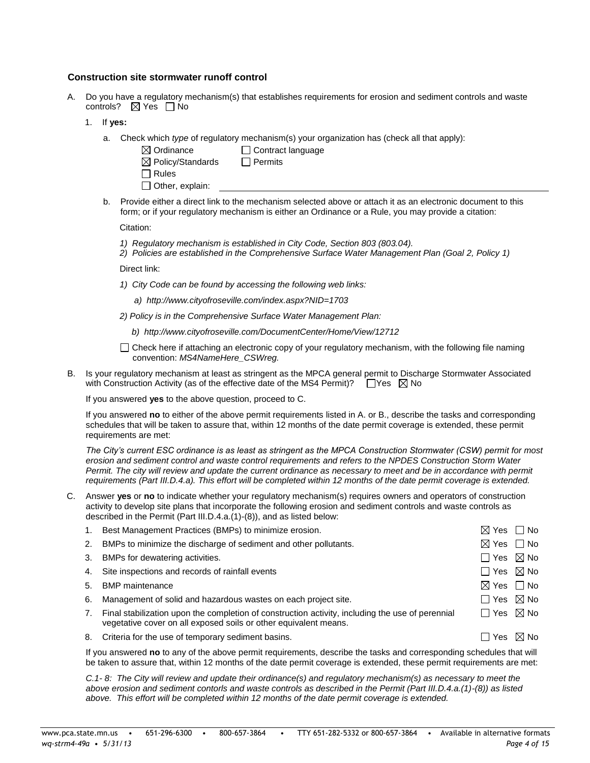### Construction site stormwater runoff control

A. Do you have a regulatory mechanism(s) that establishes requirements for erosion and sediment controls and waste controls? ☒ Yes ☐ No

1. If **yes:**

   a. Check which *type* of regulatory mechanism(s) your organization has (check all that apply):

   ☒ Ordinance ☐ Contract language
   ☒ Policy/Standards ☐ Permits
   ☐ Rules
   ☐ Other, explain:

   b. Provide either a direct link to the mechanism selected above or attach it as an electronic document to this form; or if your regulatory mechanism is either an Ordinance or a Rule, you may provide a citation:

   Citation:

   *1) Regulatory mechanism is established in City Code, Section 803 (803.04).*
   *2) Policies are established in the Comprehensive Surface Water Management Plan (Goal 2, Policy 1)*

   Direct link:

   *1) City Code can be found by accessing the following web links:*

   *a) http://www.cityofroseville.com/index.aspx?NID=1703*

   *2) Policy is in the Comprehensive Surface Water Management Plan:*

   *b) http://www.cityofroseville.com/DocumentCenter/Home/View/12712*

   ☐ Check here if attaching an electronic copy of your regulatory mechanism, with the following file naming convention: *MS4NameHere_CSWreg.*

B. Is your regulatory mechanism at least as stringent as the MPCA general permit to Discharge Stormwater Associated with Construction Activity (as of the effective date of the MS4 Permit)? ☐ Yes ☒ No

If you answered **yes** to the above question, proceed to C.

If you answered **no** to either of the above permit requirements listed in A. or B., describe the tasks and corresponding schedules that will be taken to assure that, within 12 months of the date permit coverage is extended, these permit requirements are met:

*The City's current ESC ordinance is as least as stringent as the MPCA Construction Stormwater (CSW) permit for most erosion and sediment control and waste control requirements and refers to the NPDES Construction Storm Water Permit. The city will review and update the current ordinance as necessary to meet and be in accordance with permit requirements (Part III.D.4.a). This effort will be completed within 12 months of the date permit coverage is extended.*

C. Answer **yes** or **no** to indicate whether your regulatory mechanism(s) requires owners and operators of construction activity to develop site plans that incorporate the following erosion and sediment controls and waste controls as described in the Permit (Part III.D.4.a.(1)-(8)), and as listed below:

1. Best Management Practices (BMPs) to minimize erosion. ☒ Yes ☐ No
2. BMPs to minimize the discharge of sediment and other pollutants. ☒ Yes ☐ No
3. BMPs for dewatering activities. ☐ Yes ☒ No
4. Site inspections and records of rainfall events ☐ Yes ☒ No
5. BMP maintenance ☒ Yes ☐ No
6. Management of solid and hazardous wastes on each project site. ☐ Yes ☒ No
7. Final stabilization upon the completion of construction activity, including the use of perennial vegetative cover on all exposed soils or other equivalent means. ☐ Yes ☒ No
8. Criteria for the use of temporary sediment basins. ☐ Yes ☒ No

If you answered **no** to any of the above permit requirements, describe the tasks and corresponding schedules that will be taken to assure that, within 12 months of the date permit coverage is extended, these permit requirements are met:

*C.1- 8: The City will review and update their ordinance(s) and regulatory mechanism(s) as necessary to meet the above erosion and sediment contorls and waste controls as described in the Permit (Part III.D.4.a.(1)-(8)) as listed above. This effort will be completed within 12 months of the date permit coverage is extended.*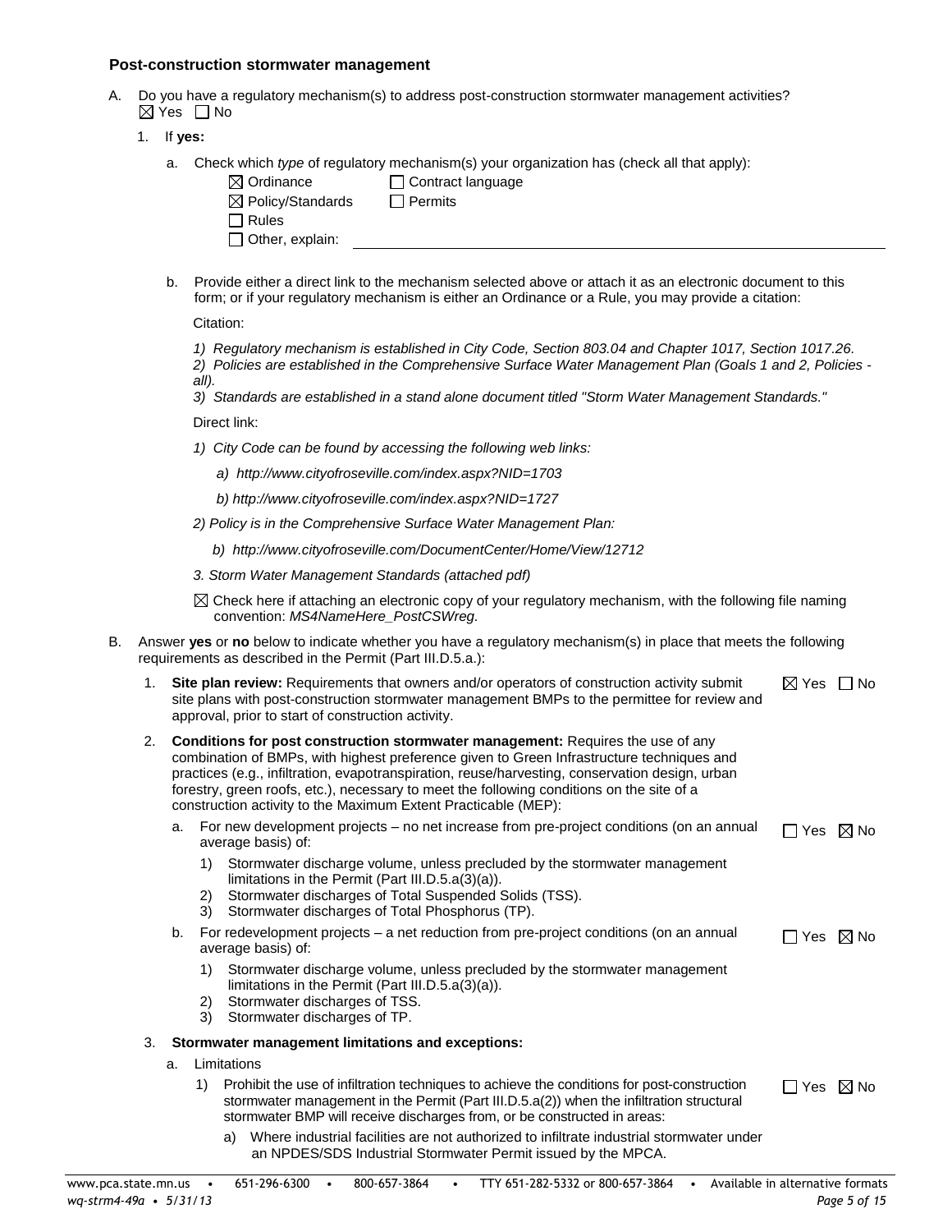### Post-construction stormwater management

A. Do you have a regulatory mechanism(s) to address post-construction stormwater management activities?
☒ Yes ☐ No

1. If **yes:**

   a. Check which *type* of regulatory mechanism(s) your organization has (check all that apply):

   ☒ Ordinance ☐ Contract language
   ☒ Policy/Standards ☐ Permits
   ☐ Rules
   ☐ Other, explain: ______

   b. Provide either a direct link to the mechanism selected above or attach it as an electronic document to this form; or if your regulatory mechanism is either an Ordinance or a Rule, you may provide a citation:

   Citation:

   *1) Regulatory mechanism is established in City Code, Section 803.04 and Chapter 1017, Section 1017.26.*
   *2) Policies are established in the Comprehensive Surface Water Management Plan (Goals 1 and 2, Policies - all).*
   *3) Standards are established in a stand alone document titled "Storm Water Management Standards."*

   Direct link:

   *1) City Code can be found by accessing the following web links:*

   *a) http://www.cityofroseville.com/index.aspx?NID=1703*

   *b) http://www.cityofroseville.com/index.aspx?NID=1727*

   *2) Policy is in the Comprehensive Surface Water Management Plan:*

   *b) http://www.cityofroseville.com/DocumentCenter/Home/View/12712*

   *3. Storm Water Management Standards (attached pdf)*

   ☒ Check here if attaching an electronic copy of your regulatory mechanism, with the following file naming convention: *MS4NameHere_PostCSWreg.*

B. Answer **yes** or **no** below to indicate whether you have a regulatory mechanism(s) in place that meets the following requirements as described in the Permit (Part III.D.5.a.):

1. **Site plan review:** Requirements that owners and/or operators of construction activity submit site plans with post-construction stormwater management BMPs to the permittee for review and approval, prior to start of construction activity. ☒ Yes ☐ No

2. **Conditions for post construction stormwater management:** Requires the use of any combination of BMPs, with highest preference given to Green Infrastructure techniques and practices (e.g., infiltration, evapotranspiration, reuse/harvesting, conservation design, urban forestry, green roofs, etc.), necessary to meet the following conditions on the site of a construction activity to the Maximum Extent Practicable (MEP):

   a. For new development projects – no net increase from pre-project conditions (on an annual average basis) of: ☐ Yes ☒ No

      1) Stormwater discharge volume, unless precluded by the stormwater management limitations in the Permit (Part III.D.5.a(3)(a)).
      2) Stormwater discharges of Total Suspended Solids (TSS).
      3) Stormwater discharges of Total Phosphorus (TP).

   b. For redevelopment projects – a net reduction from pre-project conditions (on an annual average basis) of: ☐ Yes ☒ No

      1) Stormwater discharge volume, unless precluded by the stormwater management limitations in the Permit (Part III.D.5.a(3)(a)).
      2) Stormwater discharges of TSS.
      3) Stormwater discharges of TP.

3. **Stormwater management limitations and exceptions:**

   a. Limitations

      1) Prohibit the use of infiltration techniques to achieve the conditions for post-construction stormwater management in the Permit (Part III.D.5.a(2)) when the infiltration structural stormwater BMP will receive discharges from, or be constructed in areas: ☐ Yes ☒ No

         a) Where industrial facilities are not authorized to infiltrate industrial stormwater under an NPDES/SDS Industrial Stormwater Permit issued by the MPCA.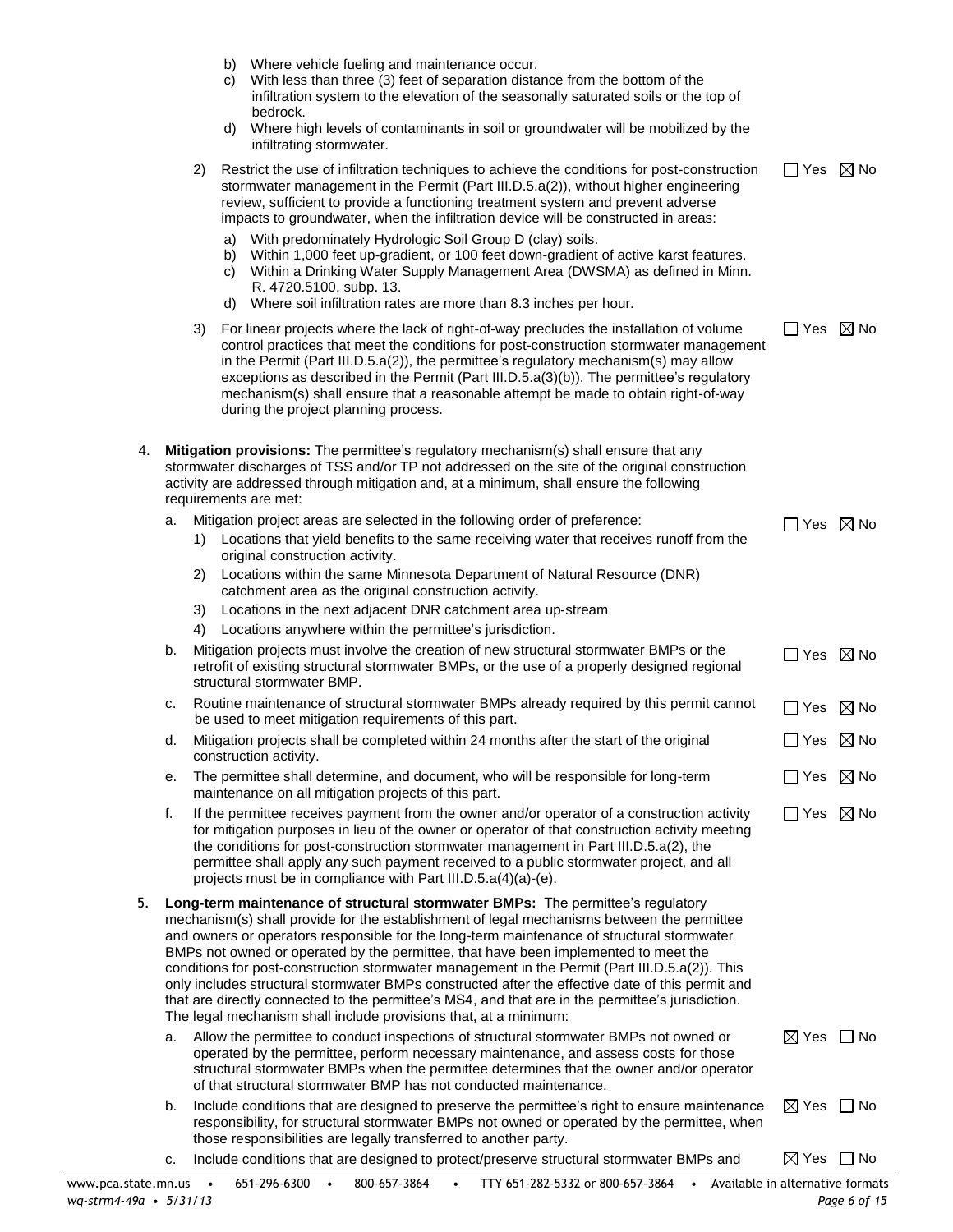b) Where vehicle fueling and maintenance occur.
c) With less than three (3) feet of separation distance from the bottom of the infiltration system to the elevation of the seasonally saturated soils or the top of bedrock.
d) Where high levels of contaminants in soil or groundwater will be mobilized by the infiltrating stormwater.

2) Restrict the use of infiltration techniques to achieve the conditions for post-construction stormwater management in the Permit (Part III.D.5.a(2)), without higher engineering review, sufficient to provide a functioning treatment system and prevent adverse impacts to groundwater, when the infiltration device will be constructed in areas: ☐ Yes ☒ No

a) With predominately Hydrologic Soil Group D (clay) soils.
b) Within 1,000 feet up-gradient, or 100 feet down-gradient of active karst features.
c) Within a Drinking Water Supply Management Area (DWSMA) as defined in Minn. R. 4720.5100, subp. 13.
d) Where soil infiltration rates are more than 8.3 inches per hour.

3) For linear projects where the lack of right-of-way precludes the installation of volume control practices that meet the conditions for post-construction stormwater management in the Permit (Part III.D.5.a(2)), the permittee's regulatory mechanism(s) may allow exceptions as described in the Permit (Part III.D.5.a(3)(b)). The permittee's regulatory mechanism(s) shall ensure that a reasonable attempt be made to obtain right-of-way during the project planning process. ☐ Yes ☒ No

4. **Mitigation provisions:** The permittee's regulatory mechanism(s) shall ensure that any stormwater discharges of TSS and/or TP not addressed on the site of the original construction activity are addressed through mitigation and, at a minimum, shall ensure the following requirements are met:

   a. Mitigation project areas are selected in the following order of preference: ☐ Yes ☒ No
      1) Locations that yield benefits to the same receiving water that receives runoff from the original construction activity.
      2) Locations within the same Minnesota Department of Natural Resource (DNR) catchment area as the original construction activity.
      3) Locations in the next adjacent DNR catchment area up-stream
      4) Locations anywhere within the permittee's jurisdiction.

   b. Mitigation projects must involve the creation of new structural stormwater BMPs or the retrofit of existing structural stormwater BMPs, or the use of a properly designed regional structural stormwater BMP. ☐ Yes ☒ No

   c. Routine maintenance of structural stormwater BMPs already required by this permit cannot be used to meet mitigation requirements of this part. ☐ Yes ☒ No

   d. Mitigation projects shall be completed within 24 months after the start of the original construction activity. ☐ Yes ☒ No

   e. The permittee shall determine, and document, who will be responsible for long-term maintenance on all mitigation projects of this part. ☐ Yes ☒ No

   f. If the permittee receives payment from the owner and/or operator of a construction activity for mitigation purposes in lieu of the owner or operator of that construction activity meeting the conditions for post-construction stormwater management in Part III.D.5.a(2), the permittee shall apply any such payment received to a public stormwater project, and all projects must be in compliance with Part III.D.5.a(4)(a)-(e). ☐ Yes ☒ No

5. **Long-term maintenance of structural stormwater BMPs:** The permittee's regulatory mechanism(s) shall provide for the establishment of legal mechanisms between the permittee and owners or operators responsible for the long-term maintenance of structural stormwater BMPs not owned or operated by the permittee, that have been implemented to meet the conditions for post-construction stormwater management in the Permit (Part III.D.5.a(2)). This only includes structural stormwater BMPs constructed after the effective date of this permit and that are directly connected to the permittee's MS4, and that are in the permittee's jurisdiction. The legal mechanism shall include provisions that, at a minimum:

   a. Allow the permittee to conduct inspections of structural stormwater BMPs not owned or operated by the permittee, perform necessary maintenance, and assess costs for those structural stormwater BMPs when the permittee determines that the owner and/or operator of that structural stormwater BMP has not conducted maintenance. ☒ Yes ☐ No

   b. Include conditions that are designed to preserve the permittee's right to ensure maintenance responsibility, for structural stormwater BMPs not owned or operated by the permittee, when those responsibilities are legally transferred to another party. ☒ Yes ☐ No

   c. Include conditions that are designed to protect/preserve structural stormwater BMPs and ☒ Yes ☐ No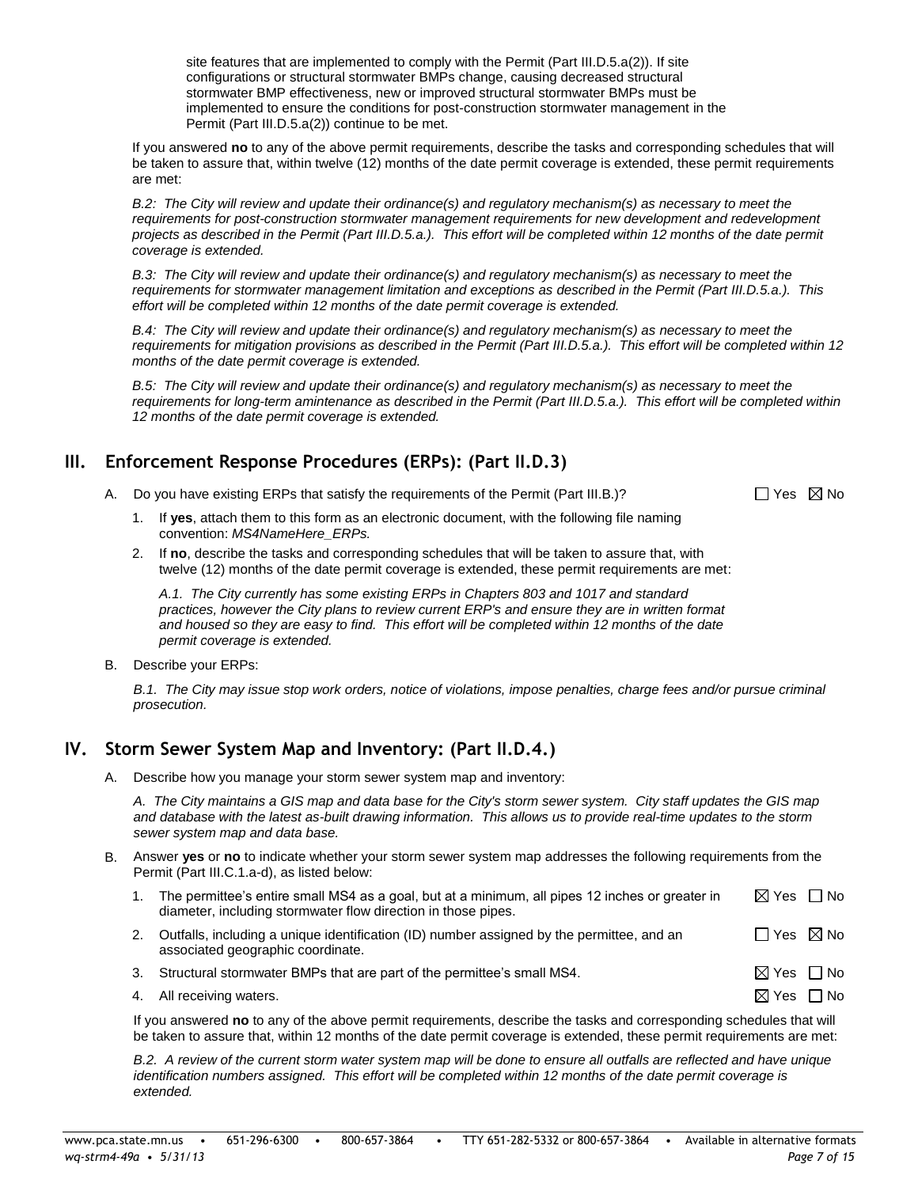site features that are implemented to comply with the Permit (Part III.D.5.a(2)). If site configurations or structural stormwater BMPs change, causing decreased structural stormwater BMP effectiveness, new or improved structural stormwater BMPs must be implemented to ensure the conditions for post-construction stormwater management in the Permit (Part III.D.5.a(2)) continue to be met.

If you answered **no** to any of the above permit requirements, describe the tasks and corresponding schedules that will be taken to assure that, within twelve (12) months of the date permit coverage is extended, these permit requirements are met:

*B.2: The City will review and update their ordinance(s) and regulatory mechanism(s) as necessary to meet the requirements for post-construction stormwater management requirements for new development and redevelopment projects as described in the Permit (Part III.D.5.a.). This effort will be completed within 12 months of the date permit coverage is extended.*

*B.3: The City will review and update their ordinance(s) and regulatory mechanism(s) as necessary to meet the requirements for stormwater management limitation and exceptions as described in the Permit (Part III.D.5.a.). This effort will be completed within 12 months of the date permit coverage is extended.*

*B.4: The City will review and update their ordinance(s) and regulatory mechanism(s) as necessary to meet the requirements for mitigation provisions as described in the Permit (Part III.D.5.a.). This effort will be completed within 12 months of the date permit coverage is extended.*

*B.5: The City will review and update their ordinance(s) and regulatory mechanism(s) as necessary to meet the requirements for long-term amintenance as described in the Permit (Part III.D.5.a.). This effort will be completed within 12 months of the date permit coverage is extended.*

## III. Enforcement Response Procedures (ERPs): (Part II.D.3)

A. Do you have existing ERPs that satisfy the requirements of the Permit (Part III.B.)? ☐ Yes ☒ No

1. If **yes**, attach them to this form as an electronic document, with the following file naming convention: *MS4NameHere_ERPs.*
2. If **no**, describe the tasks and corresponding schedules that will be taken to assure that, with twelve (12) months of the date permit coverage is extended, these permit requirements are met:

   *A.1. The City currently has some existing ERPs in Chapters 803 and 1017 and standard practices, however the City plans to review current ERP's and ensure they are in written format and housed so they are easy to find. This effort will be completed within 12 months of the date permit coverage is extended.*

B. Describe your ERPs:

*B.1. The City may issue stop work orders, notice of violations, impose penalties, charge fees and/or pursue criminal prosecution.*

## IV. Storm Sewer System Map and Inventory: (Part II.D.4.)

A. Describe how you manage your storm sewer system map and inventory:

*A. The City maintains a GIS map and data base for the City's storm sewer system. City staff updates the GIS map and database with the latest as-built drawing information. This allows us to provide real-time updates to the storm sewer system map and data base.*

B. Answer **yes** or **no** to indicate whether your storm sewer system map addresses the following requirements from the Permit (Part III.C.1.a-d), as listed below:

1. The permittee's entire small MS4 as a goal, but at a minimum, all pipes 12 inches or greater in diameter, including stormwater flow direction in those pipes. ☒ Yes ☐ No
2. Outfalls, including a unique identification (ID) number assigned by the permittee, and an associated geographic coordinate. ☐ Yes ☒ No
3. Structural stormwater BMPs that are part of the permittee's small MS4. ☒ Yes ☐ No
4. All receiving waters. ☒ Yes ☐ No

If you answered **no** to any of the above permit requirements, describe the tasks and corresponding schedules that will be taken to assure that, within 12 months of the date permit coverage is extended, these permit requirements are met:

*B.2. A review of the current storm water system map will be done to ensure all outfalls are reflected and have unique identification numbers assigned. This effort will be completed within 12 months of the date permit coverage is extended.*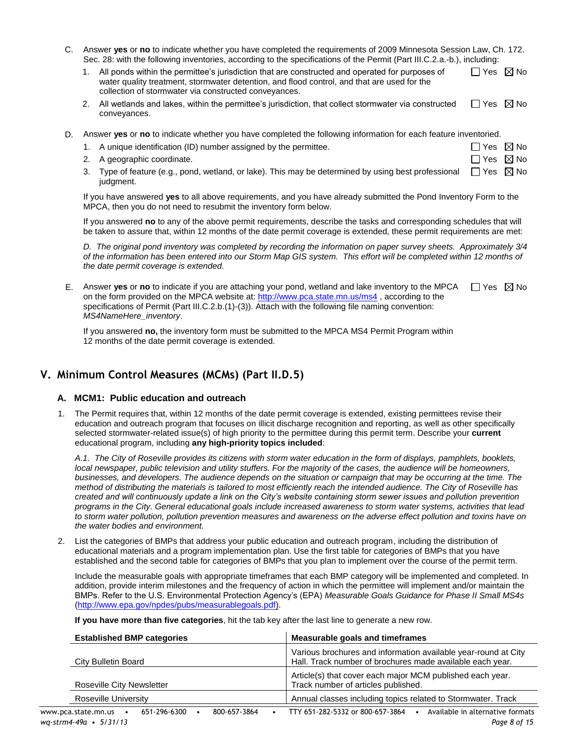C. Answer **yes** or **no** to indicate whether you have completed the requirements of 2009 Minnesota Session Law, Ch. 172. Sec. 28: with the following inventories, according to the specifications of the Permit (Part III.C.2.a.-b.), including:

1. All ponds within the permittee's jurisdiction that are constructed and operated for purposes of water quality treatment, stormwater detention, and flood control, and that are used for the collection of stormwater via constructed conveyances. ☐ Yes ☒ No
2. All wetlands and lakes, within the permittee's jurisdiction, that collect stormwater via constructed conveyances. ☐ Yes ☒ No

D. Answer **yes** or **no** to indicate whether you have completed the following information for each feature inventoried.

1. A unique identification (ID) number assigned by the permittee. ☐ Yes ☒ No
2. A geographic coordinate. ☐ Yes ☒ No
3. Type of feature (e.g., pond, wetland, or lake). This may be determined by using best professional judgment. ☐ Yes ☒ No

If you have answered **yes** to all above requirements, and you have already submitted the Pond Inventory Form to the MPCA, then you do not need to resubmit the inventory form below.

If you answered **no** to any of the above permit requirements, describe the tasks and corresponding schedules that will be taken to assure that, within 12 months of the date permit coverage is extended, these permit requirements are met:

*D. The original pond inventory was completed by recording the information on paper survey sheets. Approximately 3/4 of the information has been entered into our Storm Map GIS system. This effort will be completed within 12 months of the date permit coverage is extended.*

E. Answer **yes** or **no** to indicate if you are attaching your pond, wetland and lake inventory to the MPCA on the form provided on the MPCA website at: http://www.pca.state.mn.us/ms4 , according to the specifications of Permit (Part III.C.2.b.(1)-(3)). Attach with the following file naming convention: *MS4NameHere_inventory*. ☐ Yes ☒ No

If you answered **no,** the inventory form must be submitted to the MPCA MS4 Permit Program within 12 months of the date permit coverage is extended.

## V. Minimum Control Measures (MCMs) (Part II.D.5)

### A. MCM1: Public education and outreach

1. The Permit requires that, within 12 months of the date permit coverage is extended, existing permittees revise their education and outreach program that focuses on illicit discharge recognition and reporting, as well as other specifically selected stormwater-related issue(s) of high priority to the permittee during this permit term. Describe your **current** educational program, including **any high-priority topics included**:

   *A.1. The City of Roseville provides its citizens with storm water education in the form of displays, pamphlets, booklets, local newspaper, public television and utility stuffers. For the majority of the cases, the audience will be homeowners, businesses, and developers. The audience depends on the situation or campaign that may be occurring at the time. The method of distributing the materials is tailored to most efficiently reach the intended audience. The City of Roseville has created and will continuously update a link on the City's website containing storm sewer issues and pollution prevention programs in the City. General educational goals include increased awareness to storm water systems, activities that lead to storm water pollution, pollution prevention measures and awareness on the adverse effect pollution and toxins have on the water bodies and environment.*

2. List the categories of BMPs that address your public education and outreach program, including the distribution of educational materials and a program implementation plan. Use the first table for categories of BMPs that you have established and the second table for categories of BMPs that you plan to implement over the course of the permit term.

   Include the measurable goals with appropriate timeframes that each BMP category will be implemented and completed. In addition, provide interim milestones and the frequency of action in which the permittee will implement and/or maintain the BMPs. Refer to the U.S. Environmental Protection Agency's (EPA) *Measurable Goals Guidance for Phase II Small MS4s* (http://www.epa.gov/npdes/pubs/measurablegoals.pdf).

   **If you have more than five categories**, hit the tab key after the last line to generate a new row.

| Established BMP categories | Measurable goals and timeframes |
| --- | --- |
| City Bulletin Board | Various brochures and information available year-round at City Hall. Track number of brochures made available each year. |
| Roseville City Newsletter | Article(s) that cover each major MCM published each year. Track number of articles published. |
| Roseville University | Annual classes including topics related to Stormwater. Track |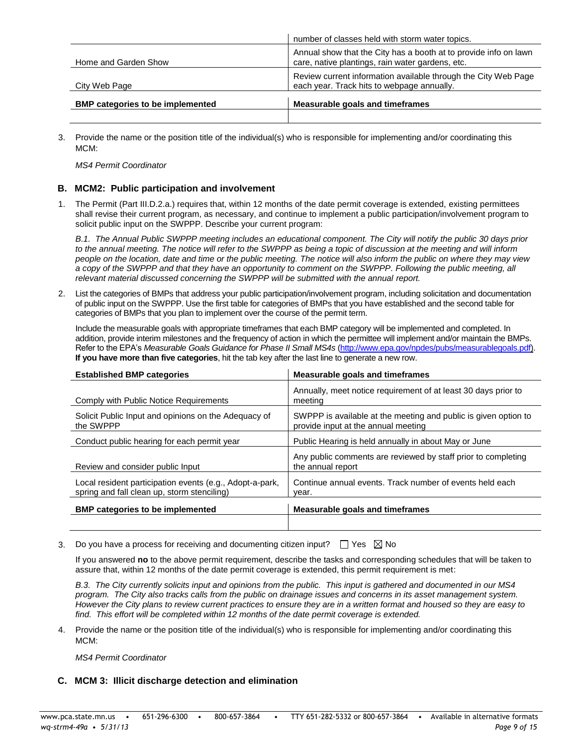| | |
|---|---|
| | number of classes held with storm water topics. |
| Home and Garden Show | Annual show that the City has a booth at to provide info on lawn care, native plantings, rain water gardens, etc. |
| City Web Page | Review current information available through the City Web Page each year. Track hits to webpage annually. |
| **BMP categories to be implemented** | **Measurable goals and timeframes** |
| | |

3. Provide the name or the position title of the individual(s) who is responsible for implementing and/or coordinating this MCM:

   *MS4 Permit Coordinator*

### B. MCM2: Public participation and involvement

1. The Permit (Part III.D.2.a.) requires that, within 12 months of the date permit coverage is extended, existing permittees shall revise their current program, as necessary, and continue to implement a public participation/involvement program to solicit public input on the SWPPP. Describe your current program:

   *B.1. The Annual Public SWPPP meeting includes an educational component. The City will notify the public 30 days prior to the annual meeting. The notice will refer to the SWPPP as being a topic of discussion at the meeting and will inform people on the location, date and time or the public meeting. The notice will also inform the public on where they may view a copy of the SWPPP and that they have an opportunity to comment on the SWPPP. Following the public meeting, all relevant material discussed concerning the SWPPP will be submitted with the annual report.*

2. List the categories of BMPs that address your public participation/involvement program, including solicitation and documentation of public input on the SWPPP. Use the first table for categories of BMPs that you have established and the second table for categories of BMPs that you plan to implement over the course of the permit term.

   Include the measurable goals with appropriate timeframes that each BMP category will be implemented and completed. In addition, provide interim milestones and the frequency of action in which the permittee will implement and/or maintain the BMPs. Refer to the EPA's *Measurable Goals Guidance for Phase II Small MS4s* (http://www.epa.gov/npdes/pubs/measurablegoals.pdf). **If you have more than five categories**, hit the tab key after the last line to generate a new row.

| Established BMP categories | Measurable goals and timeframes |
|---|---|
| Comply with Public Notice Requirements | Annually, meet notice requirement of at least 30 days prior to meeting |
| Solicit Public Input and opinions on the Adequacy of the SWPPP | SWPPP is available at the meeting and public is given option to provide input at the annual meeting |
| Conduct public hearing for each permit year | Public Hearing is held annually in about May or June |
| Review and consider public Input | Any public comments are reviewed by staff prior to completing the annual report |
| Local resident participation events (e.g., Adopt-a-park, spring and fall clean up, storm stenciling) | Continue annual events. Track number of events held each year. |
| **BMP categories to be implemented** | **Measurable goals and timeframes** |
| | |

3. Do you have a process for receiving and documenting citizen input? ☐ Yes ☒ No

   If you answered **no** to the above permit requirement, describe the tasks and corresponding schedules that will be taken to assure that, within 12 months of the date permit coverage is extended, this permit requirement is met:

   *B.3. The City currently solicits input and opinions from the public. This input is gathered and documented in our MS4 program. The City also tracks calls from the public on drainage issues and concerns in its asset management system. However the City plans to review current practices to ensure they are in a written format and housed so they are easy to find. This effort will be completed within 12 months of the date permit coverage is extended.*

4. Provide the name or the position title of the individual(s) who is responsible for implementing and/or coordinating this MCM:

   *MS4 Permit Coordinator*

### C. MCM 3: Illicit discharge detection and elimination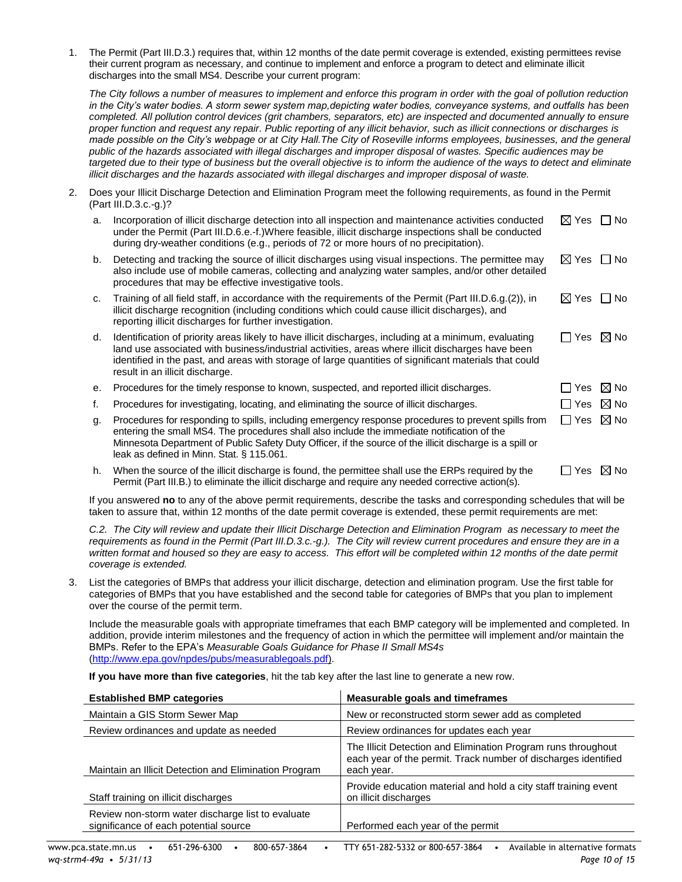1. The Permit (Part III.D.3.) requires that, within 12 months of the date permit coverage is extended, existing permittees revise their current program as necessary, and continue to implement and enforce a program to detect and eliminate illicit discharges into the small MS4. Describe your current program:

   *The City follows a number of measures to implement and enforce this program in order with the goal of pollution reduction in the City's water bodies. A storm sewer system map,depicting water bodies, conveyance systems, and outfalls has been completed. All pollution control devices (grit chambers, separators, etc) are inspected and documented annually to ensure proper function and request any repair. Public reporting of any illicit behavior, such as illicit connections or discharges is made possible on the City's webpage or at City Hall.The City of Roseville informs employees, businesses, and the general public of the hazards associated with illegal discharges and improper disposal of wastes. Specific audiences may be targeted due to their type of business but the overall objective is to inform the audience of the ways to detect and eliminate illicit discharges and the hazards associated with illegal discharges and improper disposal of waste.*

2. Does your Illicit Discharge Detection and Elimination Program meet the following requirements, as found in the Permit (Part III.D.3.c.-g.)?

   a. Incorporation of illicit discharge detection into all inspection and maintenance activities conducted under the Permit (Part III.D.6.e.-f.)Where feasible, illicit discharge inspections shall be conducted during dry-weather conditions (e.g., periods of 72 or more hours of no precipitation). ☒ Yes ☐ No

   b. Detecting and tracking the source of illicit discharges using visual inspections. The permittee may also include use of mobile cameras, collecting and analyzing water samples, and/or other detailed procedures that may be effective investigative tools. ☒ Yes ☐ No

   c. Training of all field staff, in accordance with the requirements of the Permit (Part III.D.6.g.(2)), in illicit discharge recognition (including conditions which could cause illicit discharges), and reporting illicit discharges for further investigation. ☒ Yes ☐ No

   d. Identification of priority areas likely to have illicit discharges, including at a minimum, evaluating land use associated with business/industrial activities, areas where illicit discharges have been identified in the past, and areas with storage of large quantities of significant materials that could result in an illicit discharge. ☐ Yes ☒ No

   e. Procedures for the timely response to known, suspected, and reported illicit discharges. ☐ Yes ☒ No

   f. Procedures for investigating, locating, and eliminating the source of illicit discharges. ☐ Yes ☒ No

   g. Procedures for responding to spills, including emergency response procedures to prevent spills from entering the small MS4. The procedures shall also include the immediate notification of the Minnesota Department of Public Safety Duty Officer, if the source of the illicit discharge is a spill or leak as defined in Minn. Stat. § 115.061. ☐ Yes ☒ No

   h. When the source of the illicit discharge is found, the permittee shall use the ERPs required by the Permit (Part III.B.) to eliminate the illicit discharge and require any needed corrective action(s). ☐ Yes ☒ No

   If you answered **no** to any of the above permit requirements, describe the tasks and corresponding schedules that will be taken to assure that, within 12 months of the date permit coverage is extended, these permit requirements are met:

   *C.2. The City will review and update their Illicit Discharge Detection and Elimination Program as necessary to meet the requirements as found in the Permit (Part III.D.3.c.-g.). The City will review current procedures and ensure they are in a written format and housed so they are easy to access. This effort will be completed within 12 months of the date permit coverage is extended.*

3. List the categories of BMPs that address your illicit discharge, detection and elimination program. Use the first table for categories of BMPs that you have established and the second table for categories of BMPs that you plan to implement over the course of the permit term.

   Include the measurable goals with appropriate timeframes that each BMP category will be implemented and completed. In addition, provide interim milestones and the frequency of action in which the permittee will implement and/or maintain the BMPs. Refer to the EPA's *Measurable Goals Guidance for Phase II Small MS4s* (http://www.epa.gov/npdes/pubs/measurablegoals.pdf).

   **If you have more than five categories**, hit the tab key after the last line to generate a new row.

| Established BMP categories | Measurable goals and timeframes |
|---|---|
| Maintain a GIS Storm Sewer Map | New or reconstructed storm sewer add as completed |
| Review ordinances and update as needed | Review ordinances for updates each year |
| Maintain an Illicit Detection and Elimination Program | The Illicit Detection and Elimination Program runs throughout each year of the permit. Track number of discharges identified each year. |
| Staff training on illicit discharges | Provide education material and hold a city staff training event on illicit discharges |
| Review non-storm water discharge list to evaluate significance of each potential source | Performed each year of the permit |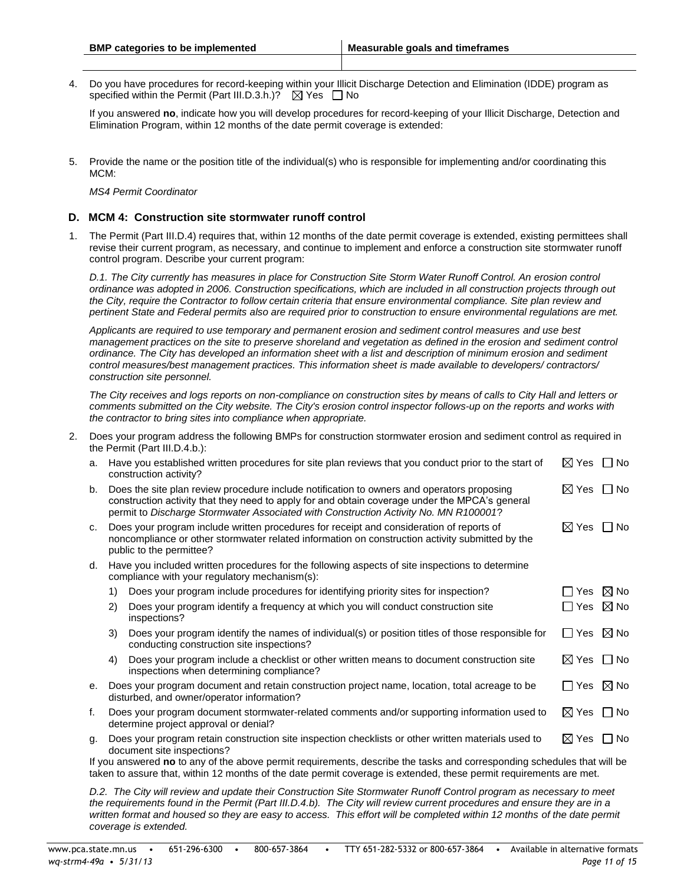| BMP categories to be implemented | Measurable goals and timeframes |
| --- | --- |
| | |

4. Do you have procedures for record-keeping within your Illicit Discharge Detection and Elimination (IDDE) program as specified within the Permit (Part III.D.3.h.)? ☒ Yes ☐ No

   If you answered **no**, indicate how you will develop procedures for record-keeping of your Illicit Discharge, Detection and Elimination Program, within 12 months of the date permit coverage is extended:

5. Provide the name or the position title of the individual(s) who is responsible for implementing and/or coordinating this MCM:

   *MS4 Permit Coordinator*

## D. MCM 4: Construction site stormwater runoff control

1. The Permit (Part III.D.4) requires that, within 12 months of the date permit coverage is extended, existing permittees shall revise their current program, as necessary, and continue to implement and enforce a construction site stormwater runoff control program. Describe your current program:

   *D.1. The City currently has measures in place for Construction Site Storm Water Runoff Control. An erosion control ordinance was adopted in 2006. Construction specifications, which are included in all construction projects through out the City, require the Contractor to follow certain criteria that ensure environmental compliance. Site plan review and pertinent State and Federal permits also are required prior to construction to ensure environmental regulations are met.*

   *Applicants are required to use temporary and permanent erosion and sediment control measures and use best management practices on the site to preserve shoreland and vegetation as defined in the erosion and sediment control ordinance. The City has developed an information sheet with a list and description of minimum erosion and sediment control measures/best management practices. This information sheet is made available to developers/ contractors/ construction site personnel.*

   *The City receives and logs reports on non-compliance on construction sites by means of calls to City Hall and letters or comments submitted on the City website. The City's erosion control inspector follows-up on the reports and works with the contractor to bring sites into compliance when appropriate.*

2. Does your program address the following BMPs for construction stormwater erosion and sediment control as required in the Permit (Part III.D.4.b.):

   a. Have you established written procedures for site plan reviews that you conduct prior to the start of construction activity? ☒ Yes ☐ No

   b. Does the site plan review procedure include notification to owners and operators proposing construction activity that they need to apply for and obtain coverage under the MPCA's general permit to *Discharge Stormwater Associated with Construction Activity No. MN R100001*? ☒ Yes ☐ No

   c. Does your program include written procedures for receipt and consideration of reports of noncompliance or other stormwater related information on construction activity submitted by the public to the permittee? ☒ Yes ☐ No

   d. Have you included written procedures for the following aspects of site inspections to determine compliance with your regulatory mechanism(s):

      1) Does your program include procedures for identifying priority sites for inspection? ☐ Yes ☒ No

      2) Does your program identify a frequency at which you will conduct construction site inspections? ☐ Yes ☒ No

      3) Does your program identify the names of individual(s) or position titles of those responsible for conducting construction site inspections? ☐ Yes ☒ No

      4) Does your program include a checklist or other written means to document construction site inspections when determining compliance? ☒ Yes ☐ No

   e. Does your program document and retain construction project name, location, total acreage to be disturbed, and owner/operator information? ☐ Yes ☒ No

   f. Does your program document stormwater-related comments and/or supporting information used to determine project approval or denial? ☒ Yes ☐ No

   g. Does your program retain construction site inspection checklists or other written materials used to document site inspections? ☒ Yes ☐ No

   If you answered **no** to any of the above permit requirements, describe the tasks and corresponding schedules that will be taken to assure that, within 12 months of the date permit coverage is extended, these permit requirements are met.

   *D.2. The City will review and update their Construction Site Stormwater Runoff Control program as necessary to meet the requirements found in the Permit (Part III.D.4.b). The City will review current procedures and ensure they are in a written format and housed so they are easy to access. This effort will be completed within 12 months of the date permit coverage is extended.*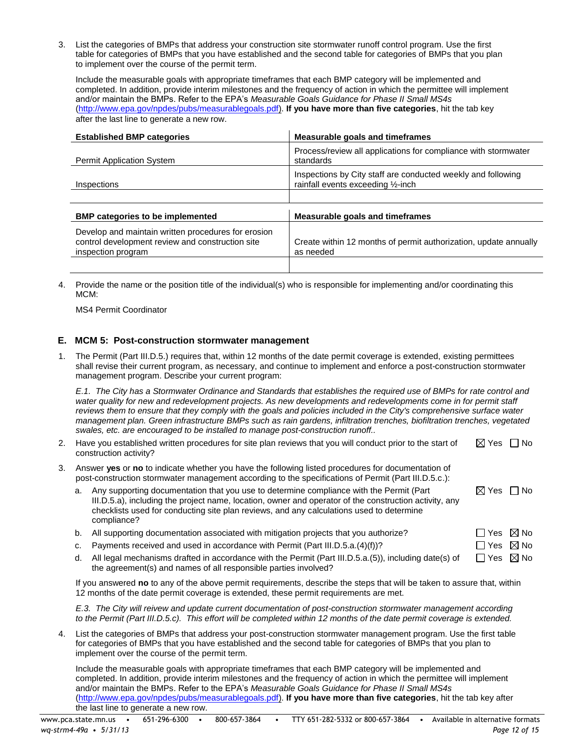3. List the categories of BMPs that address your construction site stormwater runoff control program. Use the first table for categories of BMPs that you have established and the second table for categories of BMPs that you plan to implement over the course of the permit term.

   Include the measurable goals with appropriate timeframes that each BMP category will be implemented and completed. In addition, provide interim milestones and the frequency of action in which the permittee will implement and/or maintain the BMPs. Refer to the EPA's *Measurable Goals Guidance for Phase II Small MS4s* (http://www.epa.gov/npdes/pubs/measurablegoals.pdf). **If you have more than five categories**, hit the tab key after the last line to generate a new row.

| Established BMP categories | Measurable goals and timeframes |
|---|---|
| Permit Application System | Process/review all applications for compliance with stormwater standards |
| Inspections | Inspections by City staff are conducted weekly and following rainfall events exceeding ½-inch |
| | |

| BMP categories to be implemented | Measurable goals and timeframes |
|---|---|
| Develop and maintain written procedures for erosion control development review and construction site inspection program | Create within 12 months of permit authorization, update annually as needed |
| | |

4. Provide the name or the position title of the individual(s) who is responsible for implementing and/or coordinating this MCM:

   MS4 Permit Coordinator

## E. MCM 5: Post-construction stormwater management

1. The Permit (Part III.D.5.) requires that, within 12 months of the date permit coverage is extended, existing permittees shall revise their current program, as necessary, and continue to implement and enforce a post-construction stormwater management program. Describe your current program:

   *E.1. The City has a Stormwater Ordinance and Standards that establishes the required use of BMPs for rate control and water quality for new and redevelopment projects. As new developments and redevelopments come in for permit staff reviews them to ensure that they comply with the goals and policies included in the City's comprehensive surface water management plan. Green infrastructure BMPs such as rain gardens, infiltration trenches, biofiltration trenches, vegetated swales, etc. are encouraged to be installed to manage post-construction runoff..*

2. Have you established written procedures for site plan reviews that you will conduct prior to the start of construction activity? ☒ Yes ☐ No

3. Answer **yes** or **no** to indicate whether you have the following listed procedures for documentation of post-construction stormwater management according to the specifications of Permit (Part III.D.5.c.):

   a. Any supporting documentation that you use to determine compliance with the Permit (Part III.D.5.a), including the project name, location, owner and operator of the construction activity, any checklists used for conducting site plan reviews, and any calculations used to determine compliance? ☒ Yes ☐ No

   b. All supporting documentation associated with mitigation projects that you authorize? ☐ Yes ☒ No

   c. Payments received and used in accordance with Permit (Part III.D.5.a.(4)(f))? ☐ Yes ☒ No

   d. All legal mechanisms drafted in accordance with the Permit (Part III.D.5.a.(5)), including date(s) of the agreement(s) and names of all responsible parties involved? ☐ Yes ☒ No

   If you answered **no** to any of the above permit requirements, describe the steps that will be taken to assure that, within 12 months of the date permit coverage is extended, these permit requirements are met.

   *E.3. The City will reievw and update current documentation of post-construction stormwater management according to the Permit (Part III.D.5.c). This effort will be completed within 12 months of the date permit coverage is extended.*

4. List the categories of BMPs that address your post-construction stormwater management program. Use the first table for categories of BMPs that you have established and the second table for categories of BMPs that you plan to implement over the course of the permit term.

   Include the measurable goals with appropriate timeframes that each BMP category will be implemented and completed. In addition, provide interim milestones and the frequency of action in which the permittee will implement and/or maintain the BMPs. Refer to the EPA's *Measurable Goals Guidance for Phase II Small MS4s* (http://www.epa.gov/npdes/pubs/measurablegoals.pdf). **If you have more than five categories**, hit the tab key after the last line to generate a new row.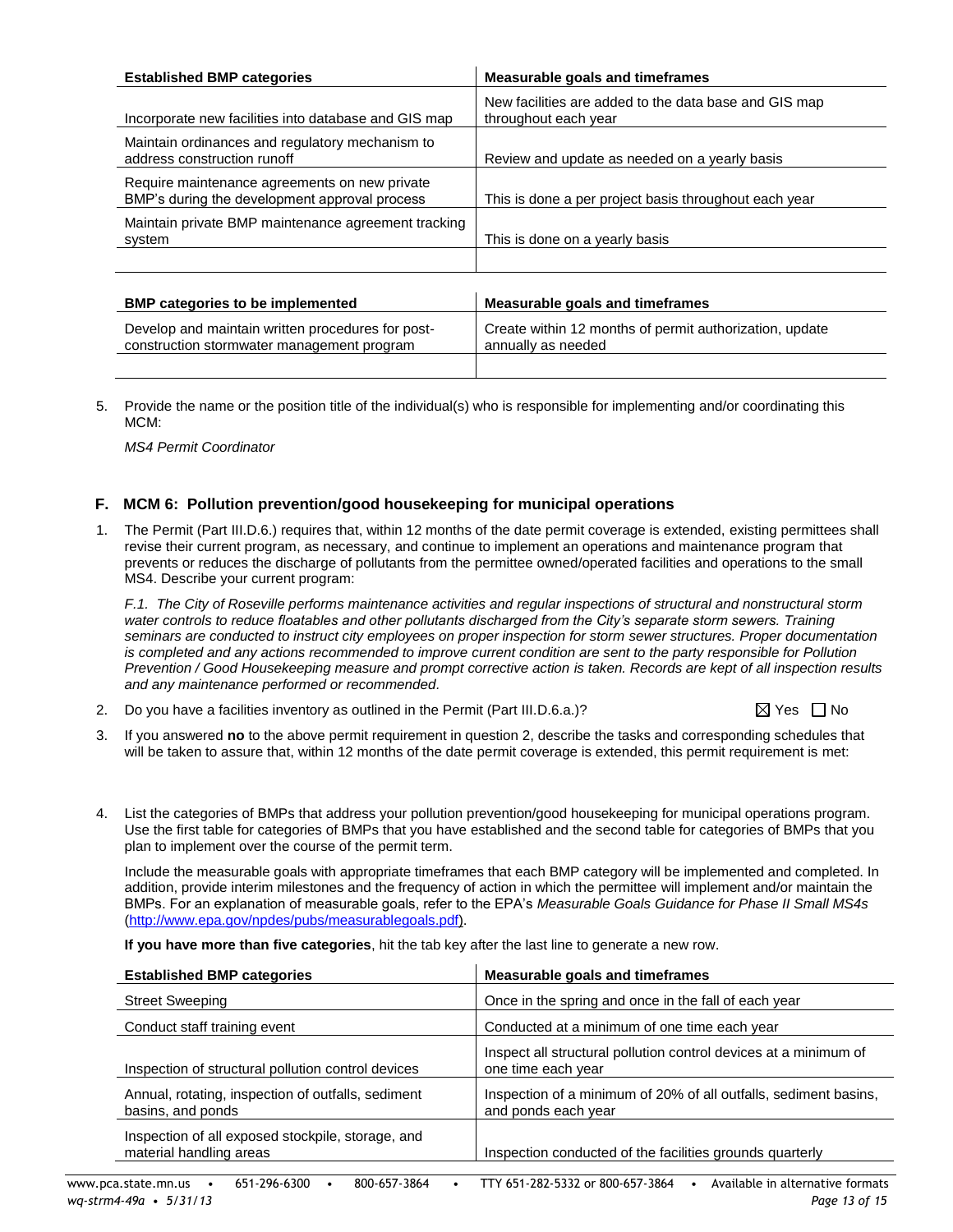| Established BMP categories | Measurable goals and timeframes |
|---|---|
| Incorporate new facilities into database and GIS map | New facilities are added to the data base and GIS map throughout each year |
| Maintain ordinances and regulatory mechanism to address construction runoff | Review and update as needed on a yearly basis |
| Require maintenance agreements on new private BMP's during the development approval process | This is done a per project basis throughout each year |
| Maintain private BMP maintenance agreement tracking system | This is done on a yearly basis |
| | |

| BMP categories to be implemented | Measurable goals and timeframes |
|---|---|
| Develop and maintain written procedures for post-construction stormwater management program | Create within 12 months of permit authorization, update annually as needed |
| | |

5. Provide the name or the position title of the individual(s) who is responsible for implementing and/or coordinating this MCM:

   *MS4 Permit Coordinator*

## F. MCM 6: Pollution prevention/good housekeeping for municipal operations

1. The Permit (Part III.D.6.) requires that, within 12 months of the date permit coverage is extended, existing permittees shall revise their current program, as necessary, and continue to implement an operations and maintenance program that prevents or reduces the discharge of pollutants from the permittee owned/operated facilities and operations to the small MS4. Describe your current program:

   *F.1. The City of Roseville performs maintenance activities and regular inspections of structural and nonstructural storm water controls to reduce floatables and other pollutants discharged from the City's separate storm sewers. Training seminars are conducted to instruct city employees on proper inspection for storm sewer structures. Proper documentation is completed and any actions recommended to improve current condition are sent to the party responsible for Pollution Prevention / Good Housekeeping measure and prompt corrective action is taken. Records are kept of all inspection results and any maintenance performed or recommended.*

2. Do you have a facilities inventory as outlined in the Permit (Part III.D.6.a.)? ☒ Yes ☐ No

3. If you answered **no** to the above permit requirement in question 2, describe the tasks and corresponding schedules that will be taken to assure that, within 12 months of the date permit coverage is extended, this permit requirement is met:

4. List the categories of BMPs that address your pollution prevention/good housekeeping for municipal operations program. Use the first table for categories of BMPs that you have established and the second table for categories of BMPs that you plan to implement over the course of the permit term.

   Include the measurable goals with appropriate timeframes that each BMP category will be implemented and completed. In addition, provide interim milestones and the frequency of action in which the permittee will implement and/or maintain the BMPs. For an explanation of measurable goals, refer to the EPA's *Measurable Goals Guidance for Phase II Small MS4s* (http://www.epa.gov/npdes/pubs/measurablegoals.pdf).

   **If you have more than five categories**, hit the tab key after the last line to generate a new row.

| Established BMP categories | Measurable goals and timeframes |
|---|---|
| Street Sweeping | Once in the spring and once in the fall of each year |
| Conduct staff training event | Conducted at a minimum of one time each year |
| Inspection of structural pollution control devices | Inspect all structural pollution control devices at a minimum of one time each year |
| Annual, rotating, inspection of outfalls, sediment basins, and ponds | Inspection of a minimum of 20% of all outfalls, sediment basins, and ponds each year |
| Inspection of all exposed stockpile, storage, and material handling areas | Inspection conducted of the facilities grounds quarterly |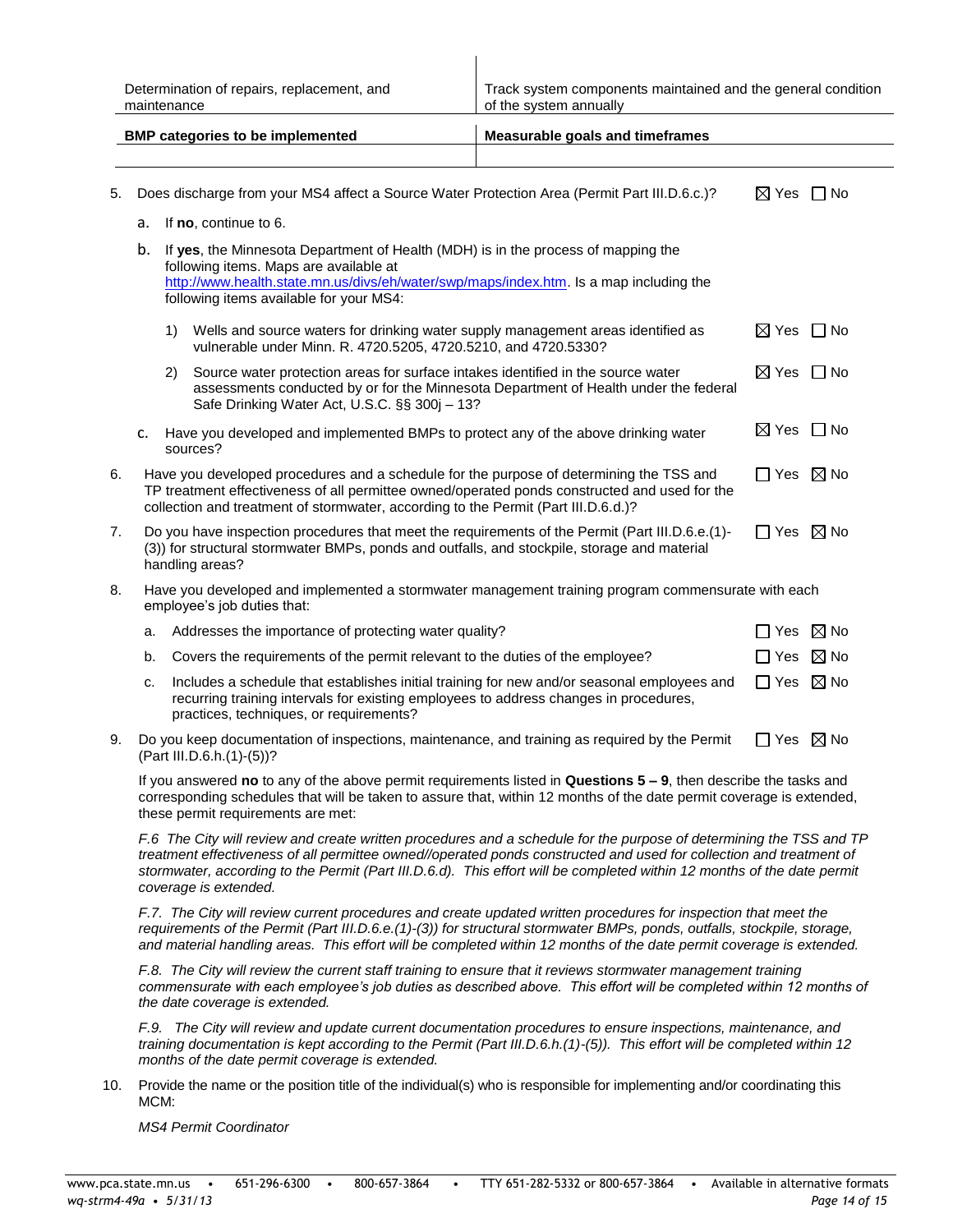| Determination of repairs, replacement, and maintenance | Track system components maintained and the general condition of the system annually |
|---|---|
| **BMP categories to be implemented** | **Measurable goals and timeframes** |
| | |

5. Does discharge from your MS4 affect a Source Water Protection Area (Permit Part III.D.6.c.)? ☒ Yes ☐ No

   a. If **no**, continue to 6.

   b. If **yes**, the Minnesota Department of Health (MDH) is in the process of mapping the following items. Maps are available at http://www.health.state.mn.us/divs/eh/water/swp/maps/index.htm. Is a map including the following items available for your MS4:

      1) Wells and source waters for drinking water supply management areas identified as vulnerable under Minn. R. 4720.5205, 4720.5210, and 4720.5330? ☒ Yes ☐ No

      2) Source water protection areas for surface intakes identified in the source water assessments conducted by or for the Minnesota Department of Health under the federal Safe Drinking Water Act, U.S.C. §§ 300j – 13? ☒ Yes ☐ No

   c. Have you developed and implemented BMPs to protect any of the above drinking water sources? ☒ Yes ☐ No

6. Have you developed procedures and a schedule for the purpose of determining the TSS and TP treatment effectiveness of all permittee owned/operated ponds constructed and used for the collection and treatment of stormwater, according to the Permit (Part III.D.6.d.)? ☐ Yes ☒ No

7. Do you have inspection procedures that meet the requirements of the Permit (Part III.D.6.e.(1)-(3)) for structural stormwater BMPs, ponds and outfalls, and stockpile, storage and material handling areas? ☐ Yes ☒ No

8. Have you developed and implemented a stormwater management training program commensurate with each employee's job duties that:

   a. Addresses the importance of protecting water quality? ☐ Yes ☒ No

   b. Covers the requirements of the permit relevant to the duties of the employee? ☐ Yes ☒ No

   c. Includes a schedule that establishes initial training for new and/or seasonal employees and recurring training intervals for existing employees to address changes in procedures, practices, techniques, or requirements? ☐ Yes ☒ No

9. Do you keep documentation of inspections, maintenance, and training as required by the Permit (Part III.D.6.h.(1)-(5))? ☐ Yes ☒ No

   If you answered **no** to any of the above permit requirements listed in **Questions 5 – 9**, then describe the tasks and corresponding schedules that will be taken to assure that, within 12 months of the date permit coverage is extended, these permit requirements are met:

   *F.6 The City will review and create written procedures and a schedule for the purpose of determining the TSS and TP treatment effectiveness of all permittee owned//operated ponds constructed and used for collection and treatment of stormwater, according to the Permit (Part III.D.6.d). This effort will be completed within 12 months of the date permit coverage is extended.*

   *F.7. The City will review current procedures and create updated written procedures for inspection that meet the requirements of the Permit (Part III.D.6.e.(1)-(3)) for structural stormwater BMPs, ponds, outfalls, stockpile, storage, and material handling areas. This effort will be completed within 12 months of the date permit coverage is extended.*

   *F.8. The City will review the current staff training to ensure that it reviews stormwater management training commensurate with each employee's job duties as described above. This effort will be completed within 12 months of the date coverage is extended.*

   *F.9. The City will review and update current documentation procedures to ensure inspections, maintenance, and training documentation is kept according to the Permit (Part III.D.6.h.(1)-(5)). This effort will be completed within 12 months of the date permit coverage is extended.*

10. Provide the name or the position title of the individual(s) who is responsible for implementing and/or coordinating this MCM:

    *MS4 Permit Coordinator*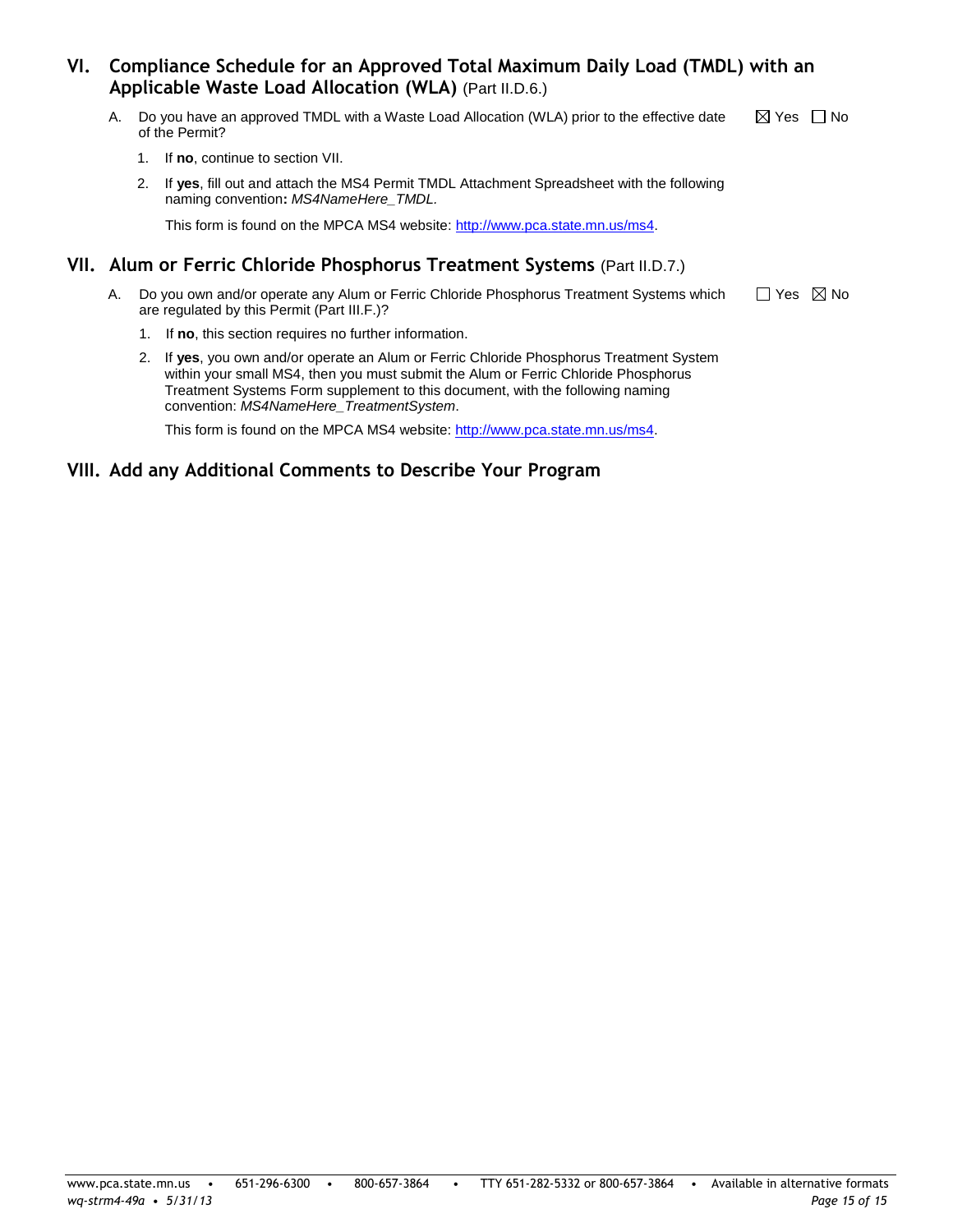## VI. Compliance Schedule for an Approved Total Maximum Daily Load (TMDL) with an Applicable Waste Load Allocation (WLA) (Part II.D.6.)

A. Do you have an approved TMDL with a Waste Load Allocation (WLA) prior to the effective date of the Permit? ☒ Yes ☐ No

1. If **no**, continue to section VII.
2. If **yes**, fill out and attach the MS4 Permit TMDL Attachment Spreadsheet with the following naming convention**:** *MS4NameHere_TMDL.*

   This form is found on the MPCA MS4 website: http://www.pca.state.mn.us/ms4.

## VII. Alum or Ferric Chloride Phosphorus Treatment Systems (Part II.D.7.)

A. Do you own and/or operate any Alum or Ferric Chloride Phosphorus Treatment Systems which are regulated by this Permit (Part III.F.)? ☐ Yes ☒ No

1. If **no**, this section requires no further information.
2. If **yes**, you own and/or operate an Alum or Ferric Chloride Phosphorus Treatment System within your small MS4, then you must submit the Alum or Ferric Chloride Phosphorus Treatment Systems Form supplement to this document, with the following naming convention: *MS4NameHere_TreatmentSystem*.

   This form is found on the MPCA MS4 website: http://www.pca.state.mn.us/ms4.

## VIII. Add any Additional Comments to Describe Your Program